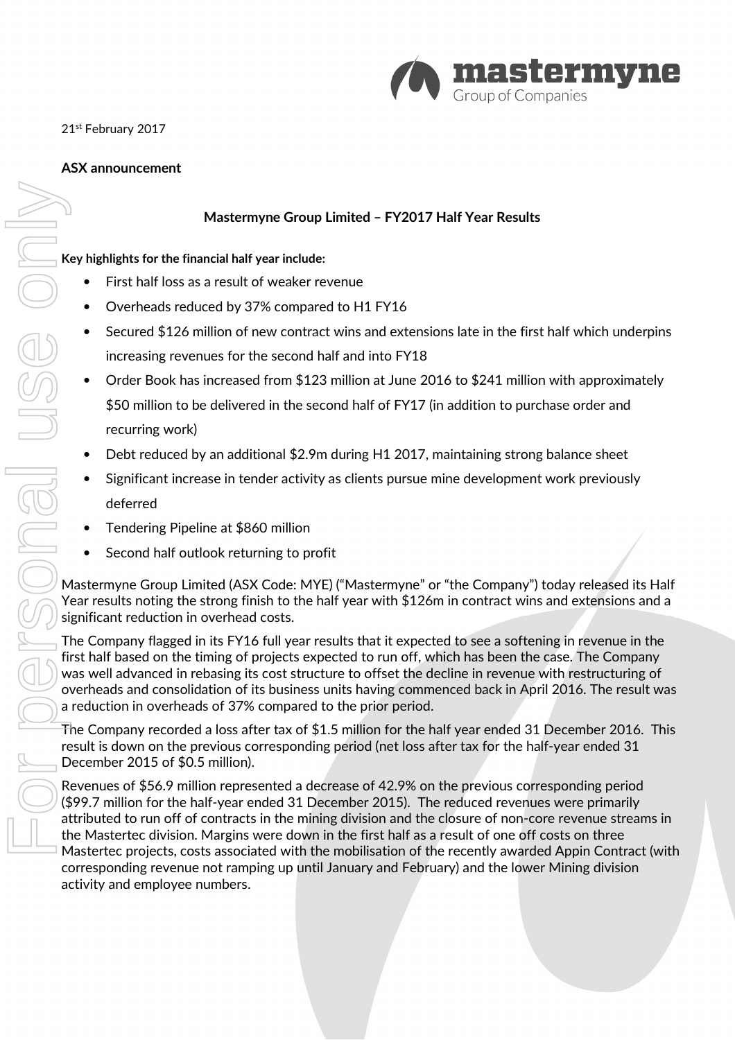21st February 2017

**ASX announcement**

## Mastermyne Group Limited – FY2017 Half Year Results

**Key highlights for the financial half year include:**

- First half loss as a result of weaker revenue
- Overheads reduced by 37% compared to H1 FY16
- Secured $126 million of new contract wins and extensions late in the first half which underpins increasing revenues for the second half and into FY18
- Order Book has increased from $123 million at June 2016 to $241 million with approximately $50 million to be delivered in the second half of FY17 (in addition to purchase order and recurring work)
- Debt reduced by an additional $2.9m during H1 2017, maintaining strong balance sheet
- Significant increase in tender activity as clients pursue mine development work previously deferred
- Tendering Pipeline at $860 million
- Second half outlook returning to profit

Mastermyne Group Limited (ASX Code: MYE) ("Mastermyne" or "the Company") today released its Half Year results noting the strong finish to the half year with $126m in contract wins and extensions and a significant reduction in overhead costs.

The Company flagged in its FY16 full year results that it expected to see a softening in revenue in the first half based on the timing of projects expected to run off, which has been the case. The Company was well advanced in rebasing its cost structure to offset the decline in revenue with restructuring of overheads and consolidation of its business units having commenced back in April 2016. The result was a reduction in overheads of 37% compared to the prior period.

The Company recorded a loss after tax of $1.5 million for the half year ended 31 December 2016. This result is down on the previous corresponding period (net loss after tax for the half-year ended 31 December 2015 of $0.5 million).

Revenues of $56.9 million represented a decrease of 42.9% on the previous corresponding period ($99.7 million for the half-year ended 31 December 2015). The reduced revenues were primarily attributed to run off of contracts in the mining division and the closure of non-core revenue streams in the Mastertec division. Margins were down in the first half as a result of one off costs on three Mastertec projects, costs associated with the mobilisation of the recently awarded Appin Contract (with corresponding revenue not ramping up until January and February) and the lower Mining division activity and employee numbers.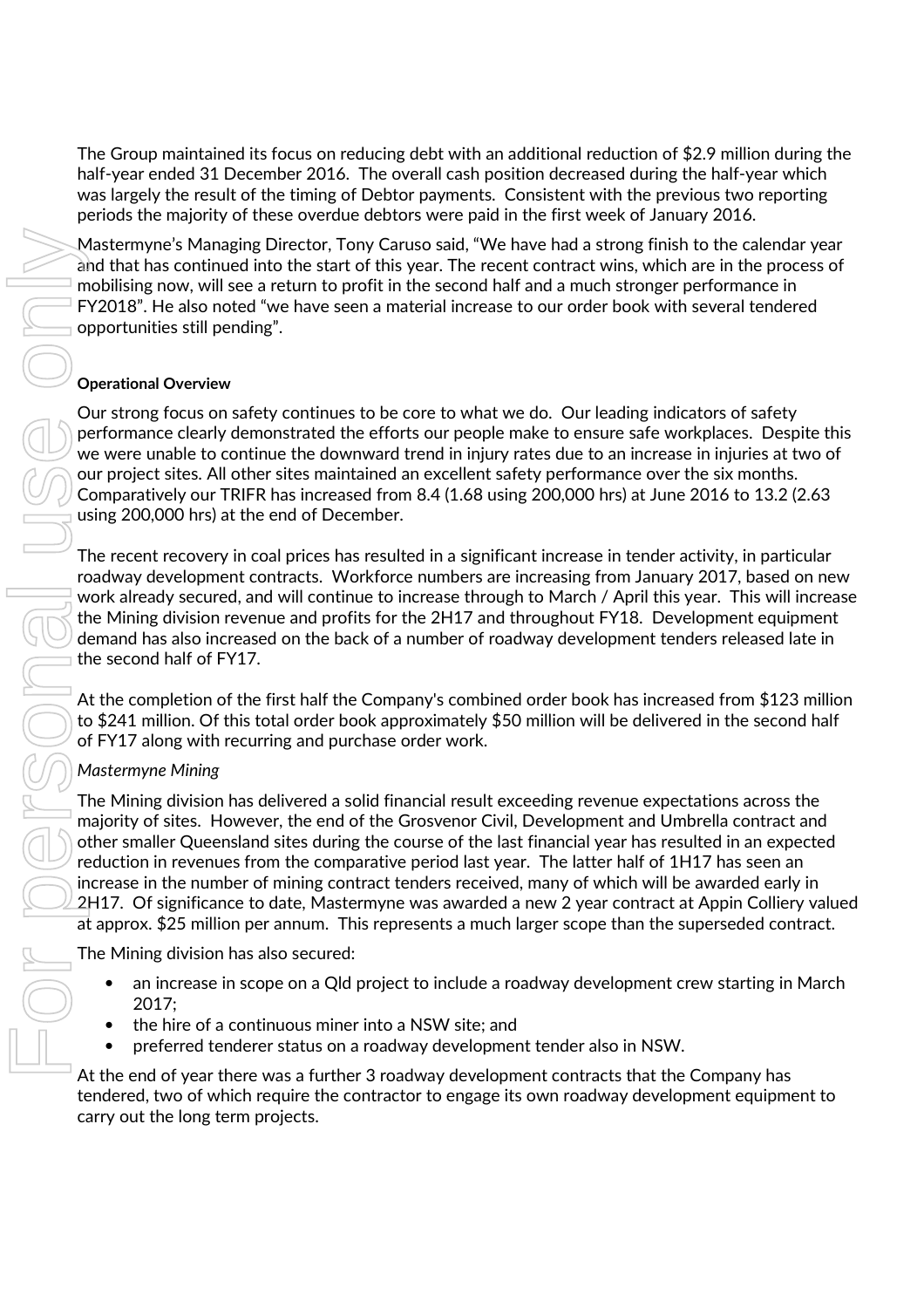The Group maintained its focus on reducing debt with an additional reduction of $2.9 million during the half-year ended 31 December 2016. The overall cash position decreased during the half-year which was largely the result of the timing of Debtor payments. Consistent with the previous two reporting periods the majority of these overdue debtors were paid in the first week of January 2016.

Mastermyne's Managing Director, Tony Caruso said, "We have had a strong finish to the calendar year and that has continued into the start of this year. The recent contract wins, which are in the process of mobilising now, will see a return to profit in the second half and a much stronger performance in FY2018". He also noted "we have seen a material increase to our order book with several tendered opportunities still pending".

**Operational Overview**

Our strong focus on safety continues to be core to what we do. Our leading indicators of safety performance clearly demonstrated the efforts our people make to ensure safe workplaces. Despite this we were unable to continue the downward trend in injury rates due to an increase in injuries at two of our project sites. All other sites maintained an excellent safety performance over the six months. Comparatively our TRIFR has increased from 8.4 (1.68 using 200,000 hrs) at June 2016 to 13.2 (2.63 using 200,000 hrs) at the end of December.

The recent recovery in coal prices has resulted in a significant increase in tender activity, in particular roadway development contracts. Workforce numbers are increasing from January 2017, based on new work already secured, and will continue to increase through to March / April this year. This will increase the Mining division revenue and profits for the 2H17 and throughout FY18. Development equipment demand has also increased on the back of a number of roadway development tenders released late in the second half of FY17.

At the completion of the first half the Company's combined order book has increased from $123 million to $241 million. Of this total order book approximately $50 million will be delivered in the second half of FY17 along with recurring and purchase order work.

*Mastermyne Mining*

The Mining division has delivered a solid financial result exceeding revenue expectations across the majority of sites. However, the end of the Grosvenor Civil, Development and Umbrella contract and other smaller Queensland sites during the course of the last financial year has resulted in an expected reduction in revenues from the comparative period last year. The latter half of 1H17 has seen an increase in the number of mining contract tenders received, many of which will be awarded early in 2H17. Of significance to date, Mastermyne was awarded a new 2 year contract at Appin Colliery valued at approx. $25 million per annum. This represents a much larger scope than the superseded contract.

The Mining division has also secured:

- an increase in scope on a Qld project to include a roadway development crew starting in March 2017;
- the hire of a continuous miner into a NSW site; and
- preferred tenderer status on a roadway development tender also in NSW.

At the end of year there was a further 3 roadway development contracts that the Company has tendered, two of which require the contractor to engage its own roadway development equipment to carry out the long term projects.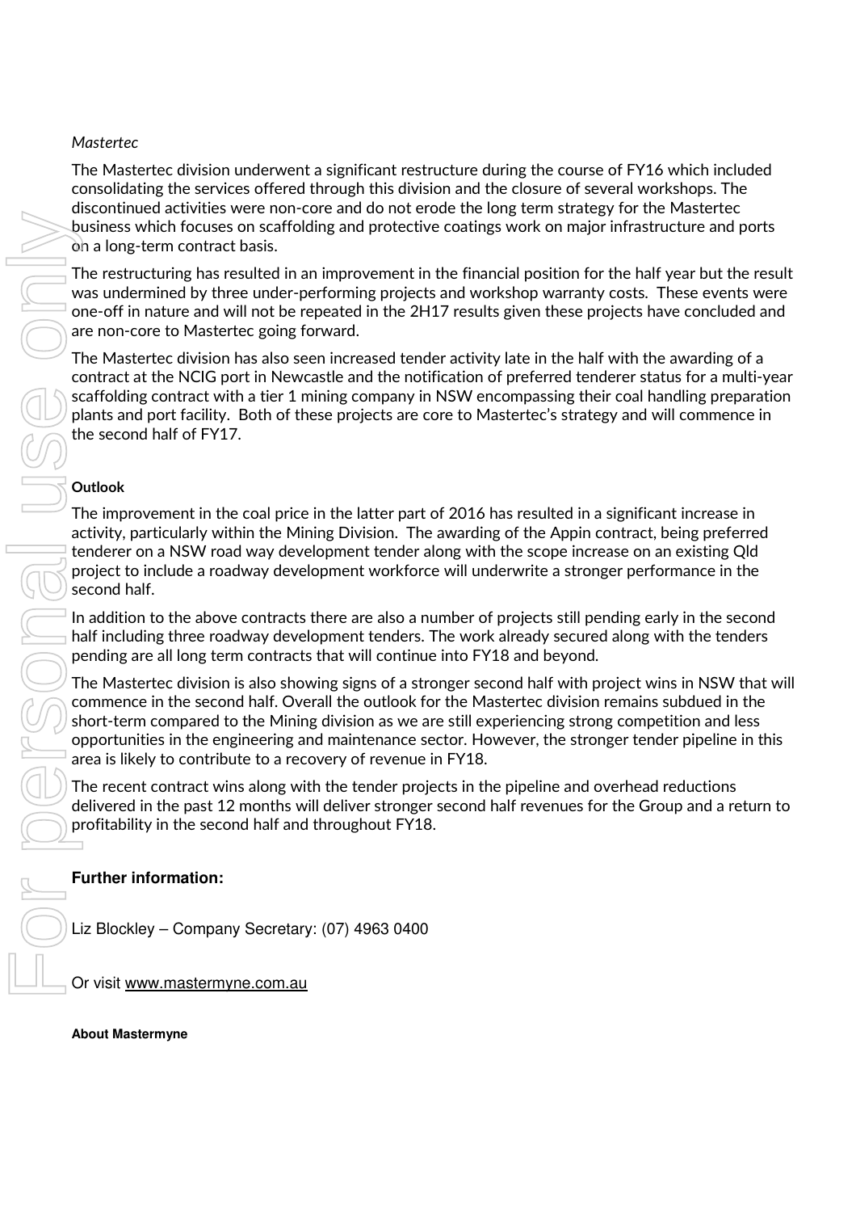*Mastertec*

The Mastertec division underwent a significant restructure during the course of FY16 which included consolidating the services offered through this division and the closure of several workshops. The discontinued activities were non-core and do not erode the long term strategy for the Mastertec business which focuses on scaffolding and protective coatings work on major infrastructure and ports on a long-term contract basis.

The restructuring has resulted in an improvement in the financial position for the half year but the result was undermined by three under-performing projects and workshop warranty costs. These events were one-off in nature and will not be repeated in the 2H17 results given these projects have concluded and are non-core to Mastertec going forward.

The Mastertec division has also seen increased tender activity late in the half with the awarding of a contract at the NCIG port in Newcastle and the notification of preferred tenderer status for a multi-year scaffolding contract with a tier 1 mining company in NSW encompassing their coal handling preparation plants and port facility. Both of these projects are core to Mastertec's strategy and will commence in the second half of FY17.

**Outlook**

The improvement in the coal price in the latter part of 2016 has resulted in a significant increase in activity, particularly within the Mining Division. The awarding of the Appin contract, being preferred tenderer on a NSW road way development tender along with the scope increase on an existing Qld project to include a roadway development workforce will underwrite a stronger performance in the second half.

In addition to the above contracts there are also a number of projects still pending early in the second half including three roadway development tenders. The work already secured along with the tenders pending are all long term contracts that will continue into FY18 and beyond.

The Mastertec division is also showing signs of a stronger second half with project wins in NSW that will commence in the second half. Overall the outlook for the Mastertec division remains subdued in the short-term compared to the Mining division as we are still experiencing strong competition and less opportunities in the engineering and maintenance sector. However, the stronger tender pipeline in this area is likely to contribute to a recovery of revenue in FY18.

The recent contract wins along with the tender projects in the pipeline and overhead reductions delivered in the past 12 months will deliver stronger second half revenues for the Group and a return to profitability in the second half and throughout FY18.

**Further information:**

Liz Blockley – Company Secretary: (07) 4963 0400

Or visit www.mastermyne.com.au

**About Mastermyne**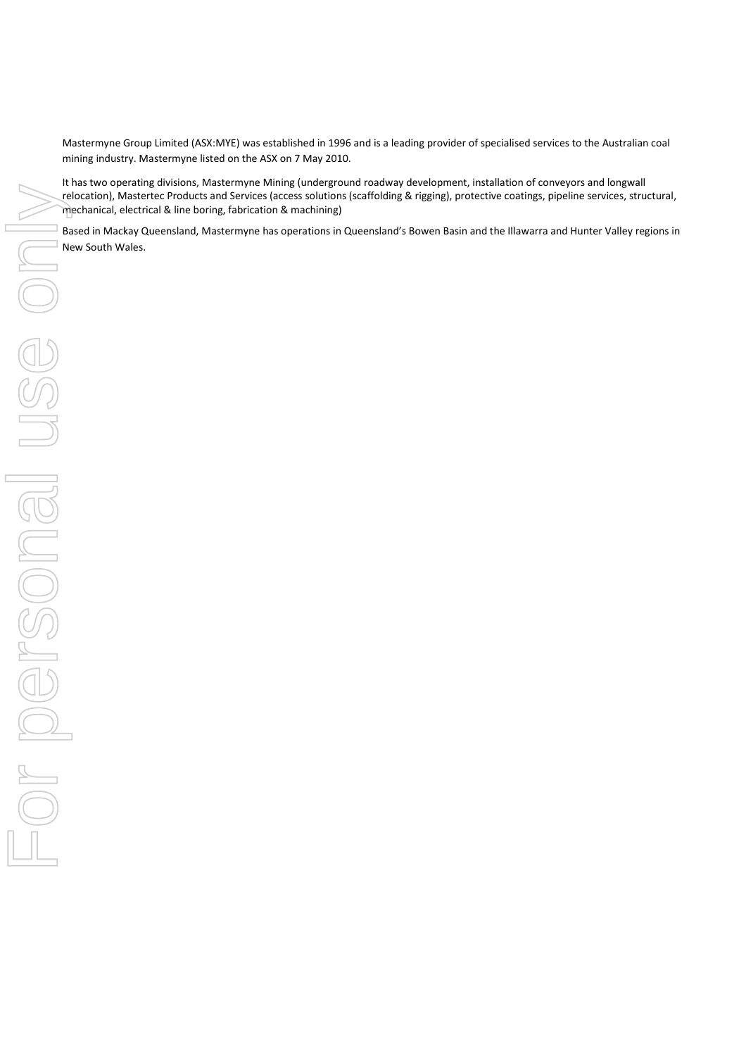Mastermyne Group Limited (ASX:MYE) was established in 1996 and is a leading provider of specialised services to the Australian coal mining industry. Mastermyne listed on the ASX on 7 May 2010.

It has two operating divisions, Mastermyne Mining (underground roadway development, installation of conveyors and longwall relocation), Mastertec Products and Services (access solutions (scaffolding & rigging), protective coatings, pipeline services, structural, mechanical, electrical & line boring, fabrication & machining)

Based in Mackay Queensland, Mastermyne has operations in Queensland's Bowen Basin and the Illawarra and Hunter Valley regions in New South Wales.